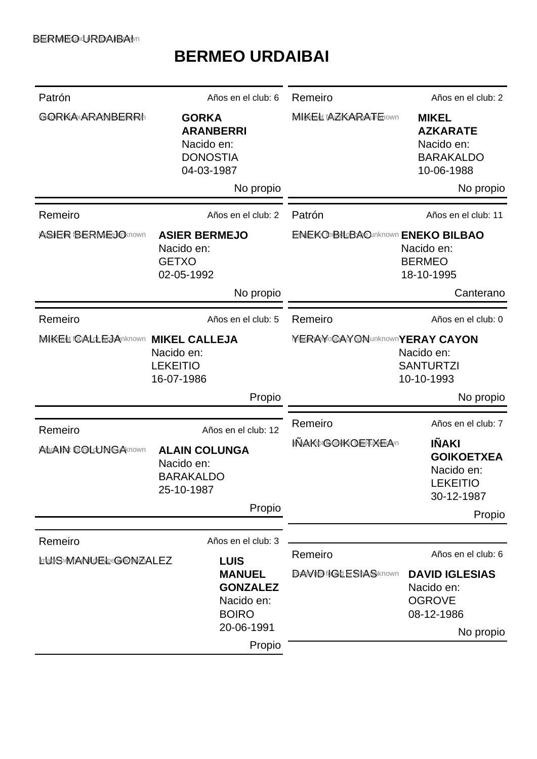# BERMEO URDAIBAI

Patrón — Años en el club: 6

**GORKA ARANBERRI**
Nacido en:
DONOSTIA
04-03-1987

No propio

Remeiro — Años en el club: 2

**MIKEL AZKARATE**
Nacido en:
BARAKALDO
10-06-1988

No propio

Remeiro — Años en el club: 2

**ASIER BERMEJO**
Nacido en:
GETXO
02-05-1992

No propio

Patrón — Años en el club: 11

**ENEKO BILBAO**
Nacido en:
BERMEO
18-10-1995

Canterano

Remeiro — Años en el club: 5

**MIKEL CALLEJA**
Nacido en:
LEKEITIO
16-07-1986

Propio

Remeiro — Años en el club: 0

**YERAY CAYON**
Nacido en:
SANTURTZI
10-10-1993

No propio

Remeiro — Años en el club: 12

**ALAIN COLUNGA**
Nacido en:
BARAKALDO
25-10-1987

Propio

Remeiro — Años en el club: 7

**IÑAKI GOIKOETXEA**
Nacido en:
LEKEITIO
30-12-1987

Propio

Remeiro — Años en el club: 3

**LUIS MANUEL GONZALEZ**
Nacido en:
BOIRO
20-06-1991

Propio

Remeiro — Años en el club: 6

**DAVID IGLESIAS**
Nacido en:
OGROVE
08-12-1986

No propio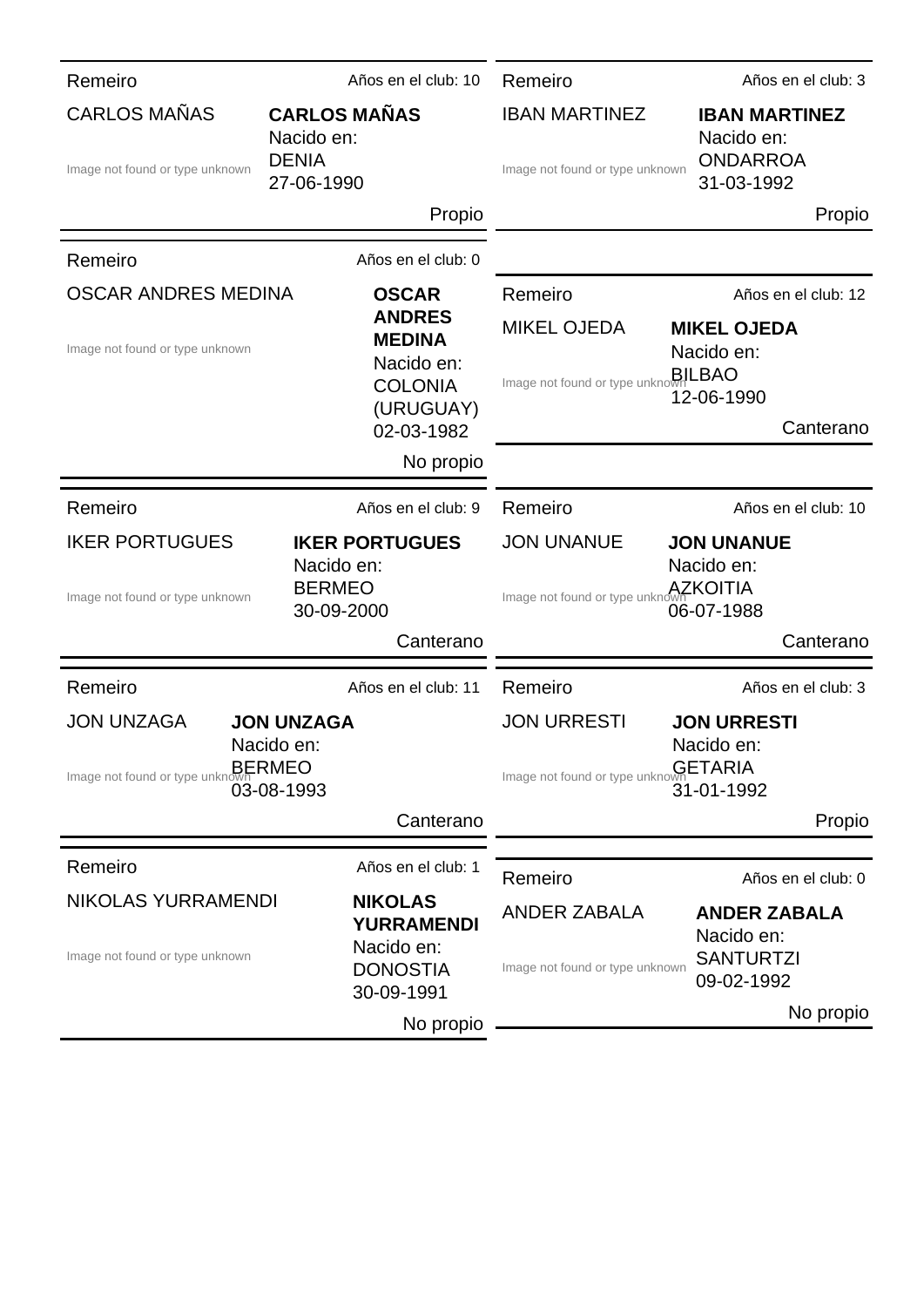Remeiro — Años en el club: 10

CARLOS MAÑAS

Image not found or type unknown

**CARLOS MAÑAS**
Nacido en:
DENIA
27-06-1990

Propio

---

Remeiro — Años en el club: 3

IBAN MARTINEZ

Image not found or type unknown

**IBAN MARTINEZ**
Nacido en:
ONDARROA
31-03-1992

Propio

---

Remeiro — Años en el club: 0

OSCAR ANDRES MEDINA

Image not found or type unknown

**OSCAR ANDRES MEDINA**
Nacido en:
COLONIA (URUGUAY)
02-03-1982

No propio

---

Remeiro — Años en el club: 12

MIKEL OJEDA

Image not found or type unknown

**MIKEL OJEDA**
Nacido en:
BILBAO
12-06-1990

Canterano

---

Remeiro — Años en el club: 9

IKER PORTUGUES

Image not found or type unknown

**IKER PORTUGUES**
Nacido en:
BERMEO
30-09-2000

Canterano

---

Remeiro — Años en el club: 10

JON UNANUE

Image not found or type unknown

**JON UNANUE**
Nacido en:
AZKOITIA
06-07-1988

Canterano

---

Remeiro — Años en el club: 11

JON UNZAGA

Image not found or type unknown

**JON UNZAGA**
Nacido en:
BERMEO
03-08-1993

Canterano

---

Remeiro — Años en el club: 3

JON URRESTI

Image not found or type unknown

**JON URRESTI**
Nacido en:
GETARIA
31-01-1992

Propio

---

Remeiro — Años en el club: 1

NIKOLAS YURRAMENDI

Image not found or type unknown

**NIKOLAS YURRAMENDI**
Nacido en:
DONOSTIA
30-09-1991

No propio

---

Remeiro — Años en el club: 0

ANDER ZABALA

Image not found or type unknown

**ANDER ZABALA**
Nacido en:
SANTURTZI
09-02-1992

No propio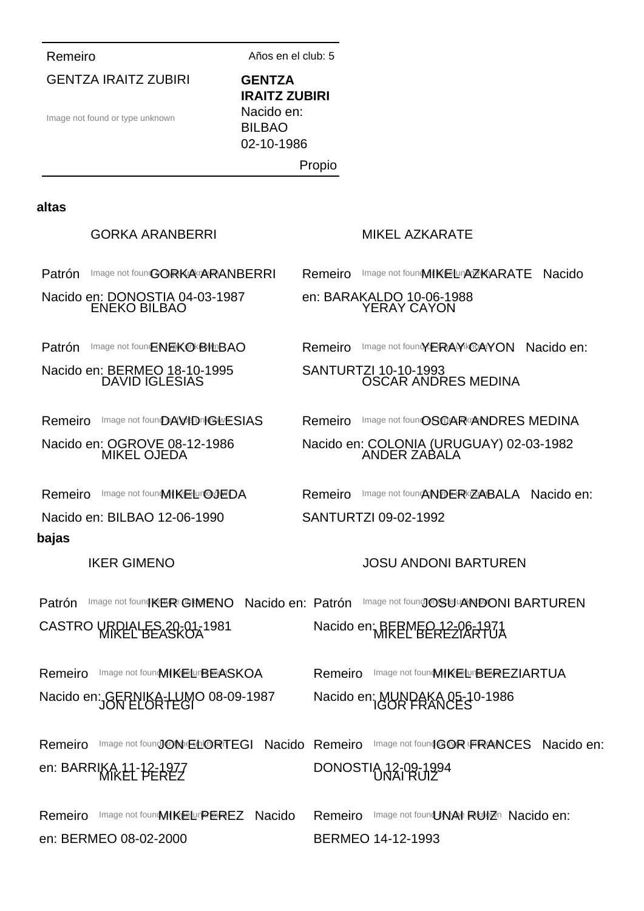| Remeiro | Años en el club: 5 |
| --- | --- |
| GENTZA IRAITZ ZUBIRI | **GENTZA IRAITZ ZUBIRI** Nacido en: BILBAO 02-10-1986 |
| Image not found or type unknown | Propio |

## altas

**GORKA ARANBERRI**

Patrón Image not found or type unknown GORKA ARANBERRI Nacido en: DONOSTIA 04-03-1987

**MIKEL AZKARATE**

Remeiro Image not found or type unknown MIKEL AZKARATE Nacido en: BARAKALDO 10-06-1988

**ENEKO BILBAO**

Patrón Image not found or type unknown ENEKO BILBAO Nacido en: BERMEO 18-10-1995

**YERAY CAYON**

Remeiro Image not found or type unknown YERAY CAYON Nacido en: SANTURTZI 10-10-1993

**DAVID IGLESIAS**

Remeiro Image not found or type unknown DAVID IGLESIAS Nacido en: OGROVE 08-12-1986

**OSCAR ANDRES MEDINA**

Remeiro Image not found or type unknown OSCAR ANDRES MEDINA Nacido en: COLONIA (URUGUAY) 02-03-1982

**MIKEL OJEDA**

Remeiro Image not found or type unknown MIKEL OJEDA Nacido en: BILBAO 12-06-1990

**ANDER ZABALA**

Remeiro Image not found or type unknown ANDER ZABALA Nacido en: SANTURTZI 09-02-1992

## bajas

**IKER GIMENO**

Patrón Image not found or type unknown IKER GIMENO Nacido en: CASTRO URDIALES 20-01-1981

**JOSU ANDONI BARTUREN**

Patrón Image not found or type unknown JOSU ANDONI BARTUREN Nacido en: BERMEO 12-06-1971

**MIKEL BEASKOA**

Remeiro Image not found or type unknown MIKEL BEASKOA Nacido en: GERNIKA-LUMO 08-09-1987

**MIKEL BEREZIARTUA**

Remeiro Image not found or type unknown MIKEL BEREZIARTUA Nacido en: MUNDAKA 05-10-1986

**JON ELORTEGI**

Remeiro Image not found or type unknown JON ELORTEGI Nacido en: BARRIKA 11-12-1977

**IGOR FRANCES**

Remeiro Image not found or type unknown IGOR FRANCES Nacido en: DONOSTIA 12-09-1994

**MIKEL PEREZ**

Remeiro Image not found or type unknown MIKEL PEREZ Nacido en: BERMEO 08-02-2000

**UNAI RUIZ**

Remeiro Image not found or type unknown UNAI RUIZ Nacido en: BERMEO 14-12-1993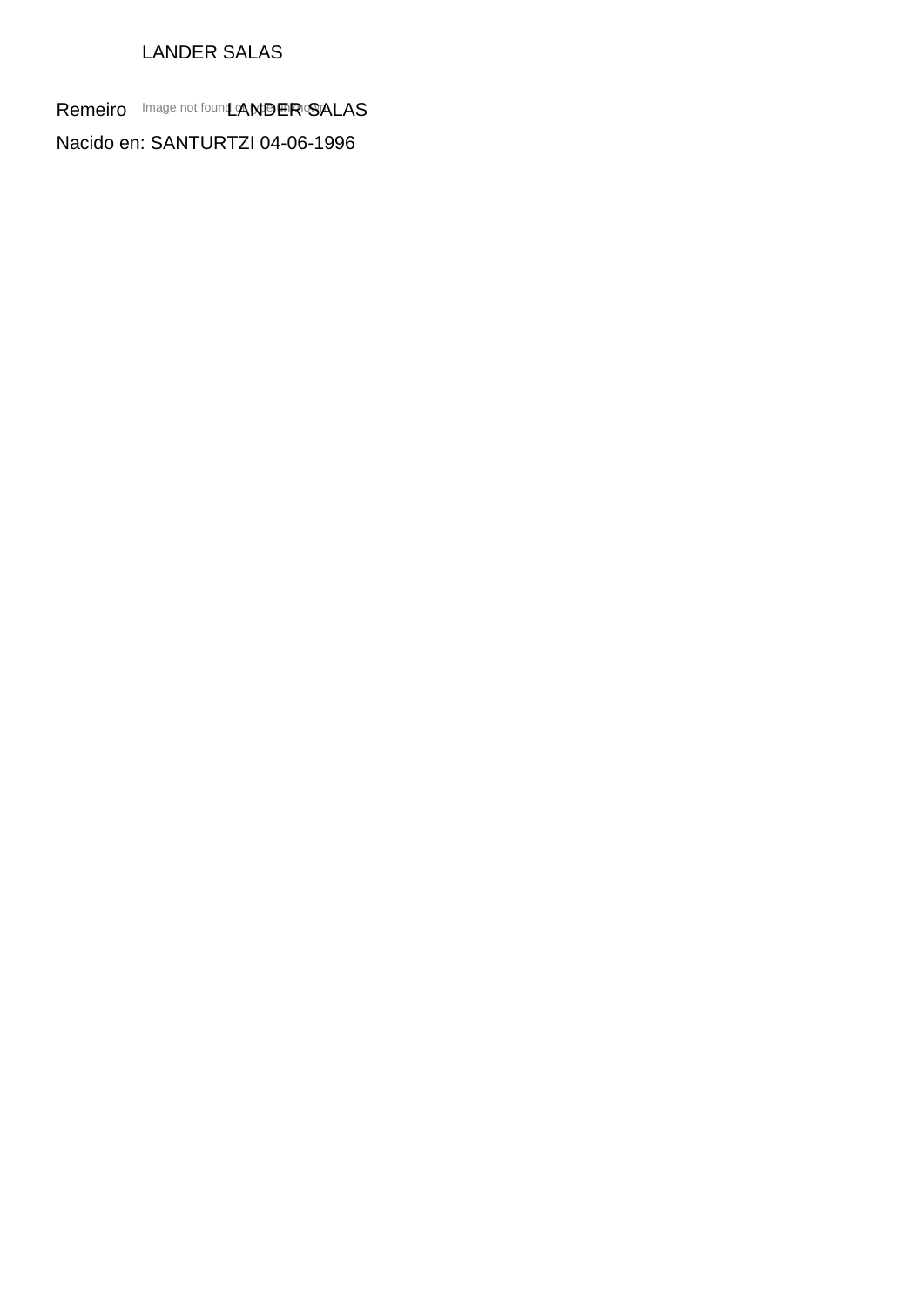LANDER SALAS

Remeiro Image not found or type unknown LANDER SALAS

Nacido en: SANTURTZI 04-06-1996